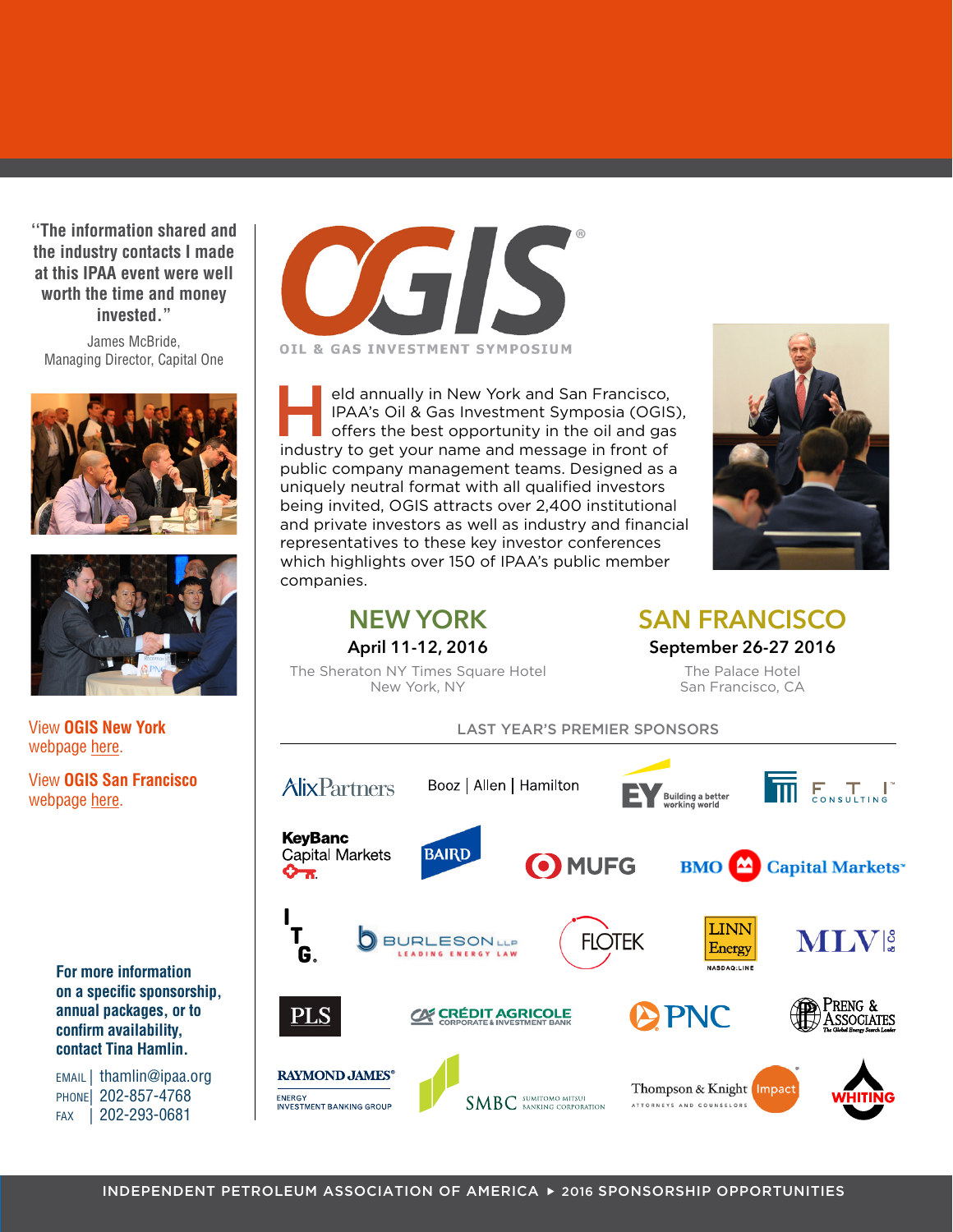"The information shared and the industry contacts I made at this IPAA event were well worth the time and money invested."

James McBride,
Managing Director, Capital One

View **OGIS New York** webpage here.

View **OGIS San Francisco** webpage here.

**For more information on a specific sponsorship, annual packages, or to confirm availability, contact Tina Hamlin.**

EMAIL | thamlin@ipaa.org
PHONE | 202-857-4768
FAX | 202-293-0681

# OGIS

OIL & GAS INVESTMENT SYMPOSIUM

Held annually in New York and San Francisco, IPAA's Oil & Gas Investment Symposia (OGIS), offers the best opportunity in the oil and gas industry to get your name and message in front of public company management teams. Designed as a uniquely neutral format with all qualified investors being invited, OGIS attracts over 2,400 institutional and private investors as well as industry and financial representatives to these key investor conferences which highlights over 150 of IPAA's public member companies.

## NEW YORK

**April 11-12, 2016**

The Sheraton NY Times Square Hotel
New York, NY

## SAN FRANCISCO

**September 26-27 2016**

The Palace Hotel
San Francisco, CA

LAST YEAR'S PREMIER SPONSORS

AlixPartners, Booz | Allen | Hamilton, EY Building a better working world, FTI Consulting, KeyBanc Capital Markets, Baird, MUFG, BMO Capital Markets, ITG, Burleson LLP Leading Energy Law, Flotek, Linn Energy, MLV & Co, PLS, Crédit Agricole Corporate & Investment Bank, PNC, Preng & Associates, Raymond James Energy Investment Banking Group, SMBC Sumitomo Mitsui Banking Corporation, Thompson & Knight Attorneys and Counselors, Impact, Whiting

INDEPENDENT PETROLEUM ASSOCIATION OF AMERICA ▸ 2016 SPONSORSHIP OPPORTUNITIES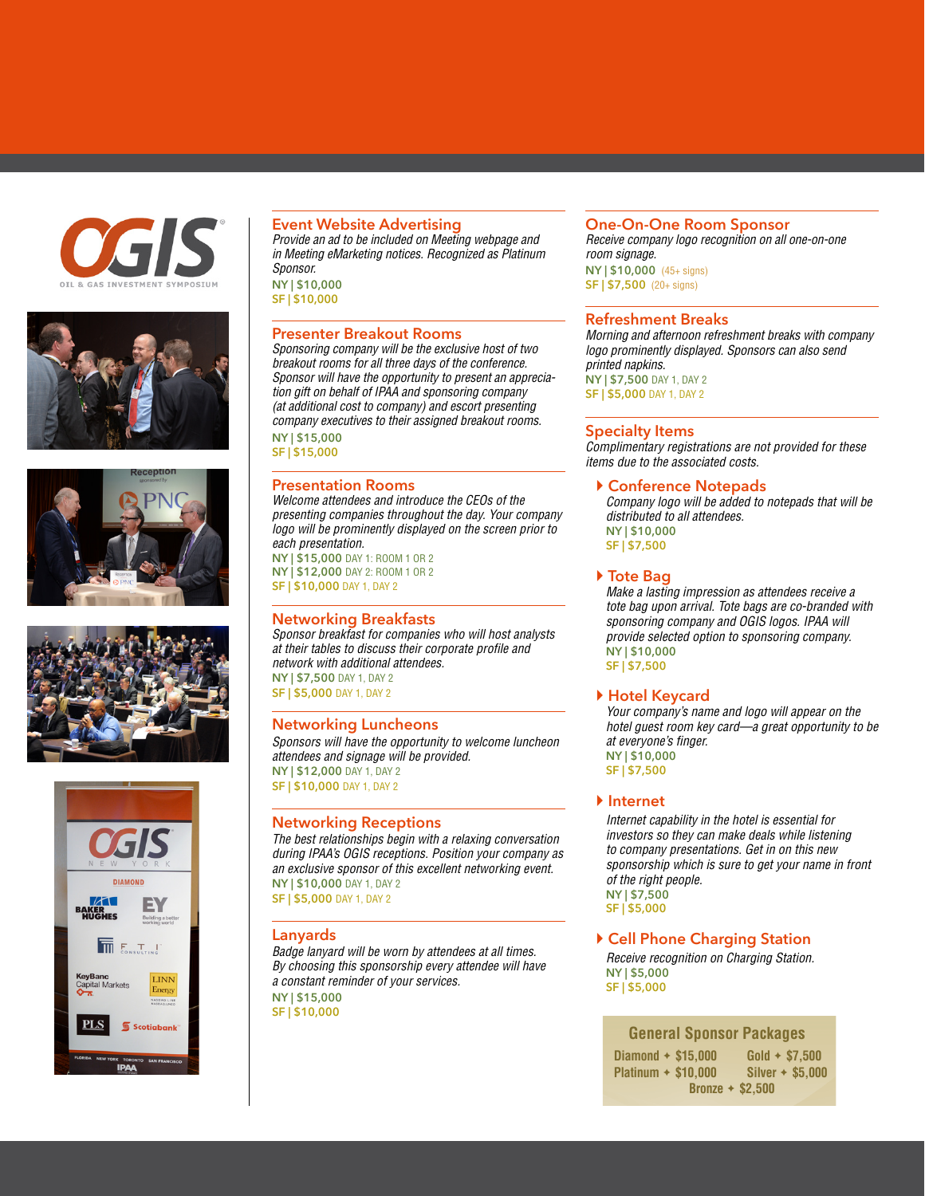## Event Website Advertising

*Provide an ad to be included on Meeting webpage and in Meeting eMarketing notices. Recognized as Platinum Sponsor.*

**NY | $10,000**
**SF | $10,000**

## Presenter Breakout Rooms

*Sponsoring company will be the exclusive host of two breakout rooms for all three days of the conference. Sponsor will have the opportunity to present an appreciation gift on behalf of IPAA and sponsoring company (at additional cost to company) and escort presenting company executives to their assigned breakout rooms.*

**NY | $15,000**
**SF | $15,000**

## Presentation Rooms

*Welcome attendees and introduce the CEOs of the presenting companies throughout the day. Your company logo will be prominently displayed on the screen prior to each presentation.*

**NY | $15,000** DAY 1: ROOM 1 OR 2
**NY | $12,000** DAY 2: ROOM 1 OR 2
**SF | $10,000** DAY 1, DAY 2

## Networking Breakfasts

*Sponsor breakfast for companies who will host analysts at their tables to discuss their corporate profile and network with additional attendees.*

**NY | $7,500** DAY 1, DAY 2
**SF | $5,000** DAY 1, DAY 2

## Networking Luncheons

*Sponsors will have the opportunity to welcome luncheon attendees and signage will be provided.*

**NY | $12,000** DAY 1, DAY 2
**SF | $10,000** DAY 1, DAY 2

## Networking Receptions

*The best relationships begin with a relaxing conversation during IPAA's OGIS receptions. Position your company as an exclusive sponsor of this excellent networking event.*

**NY | $10,000** DAY 1, DAY 2
**SF | $5,000** DAY 1, DAY 2

## Lanyards

*Badge lanyard will be worn by attendees at all times. By choosing this sponsorship every attendee will have a constant reminder of your services.*

**NY | $15,000**
**SF | $10,000**

## One-On-One Room Sponsor

*Receive company logo recognition on all one-on-one room signage.*

**NY | $10,000** (45+ signs)
**SF | $7,500** (20+ signs)

## Refreshment Breaks

*Morning and afternoon refreshment breaks with company logo prominently displayed. Sponsors can also send printed napkins.*

**NY | $7,500** DAY 1, DAY 2
**SF | $5,000** DAY 1, DAY 2

## Specialty Items

*Complimentary registrations are not provided for these items due to the associated costs.*

### Conference Notepads

*Company logo will be added to notepads that will be distributed to all attendees.*

**NY | $10,000**
**SF | $7,500**

### Tote Bag

*Make a lasting impression as attendees receive a tote bag upon arrival. Tote bags are co-branded with sponsoring company and OGIS logos. IPAA will provide selected option to sponsoring company.*

**NY | $10,000**
**SF | $7,500**

### Hotel Keycard

*Your company's name and logo will appear on the hotel guest room key card—a great opportunity to be at everyone's finger.*

**NY | $10,000**
**SF | $7,500**

### Internet

*Internet capability in the hotel is essential for investors so they can make deals while listening to company presentations. Get in on this new sponsorship which is sure to get your name in front of the right people.*

**NY | $7,500**
**SF | $5,000**

### Cell Phone Charging Station

*Receive recognition on Charging Station.*

**NY | $5,000**
**SF | $5,000**

## General Sponsor Packages

**Diamond ✦ $15,000**
**Gold ✦ $7,500**
**Platinum ✦ $10,000**
**Silver ✦ $5,000**
**Bronze ✦ $2,500**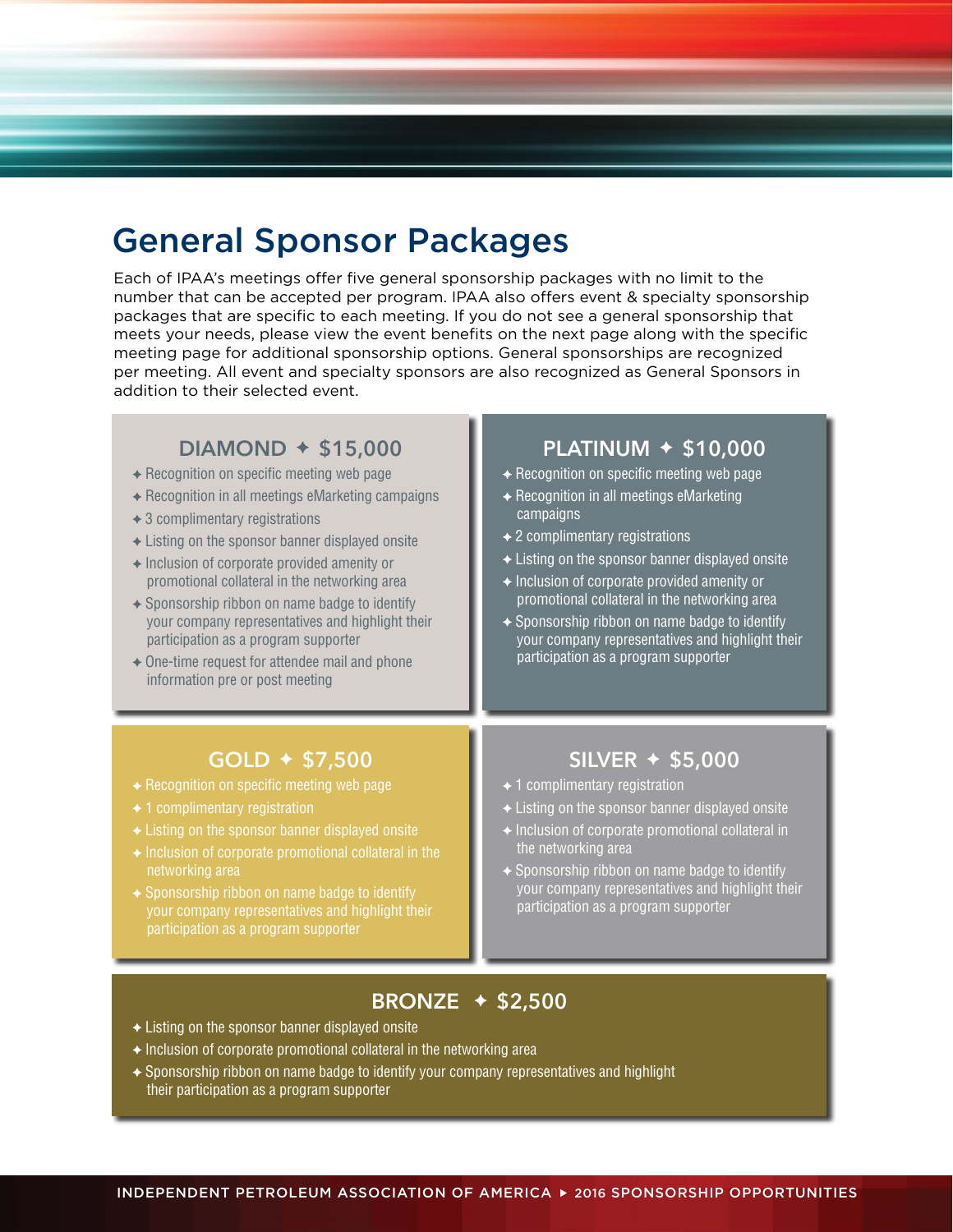# General Sponsor Packages

Each of IPAA's meetings offer five general sponsorship packages with no limit to the number that can be accepted per program. IPAA also offers event & specialty sponsorship packages that are specific to each meeting. If you do not see a general sponsorship that meets your needs, please view the event benefits on the next page along with the specific meeting page for additional sponsorship options. General sponsorships are recognized per meeting. All event and specialty sponsors are also recognized as General Sponsors in addition to their selected event.

## DIAMOND ✦ $15,000

- Recognition on specific meeting web page
- Recognition in all meetings eMarketing campaigns
- 3 complimentary registrations
- Listing on the sponsor banner displayed onsite
- Inclusion of corporate provided amenity or promotional collateral in the networking area
- Sponsorship ribbon on name badge to identify your company representatives and highlight their participation as a program supporter
- One-time request for attendee mail and phone information pre or post meeting

## PLATINUM ✦ $10,000

- Recognition on specific meeting web page
- Recognition in all meetings eMarketing campaigns
- 2 complimentary registrations
- Listing on the sponsor banner displayed onsite
- Inclusion of corporate provided amenity or promotional collateral in the networking area
- Sponsorship ribbon on name badge to identify your company representatives and highlight their participation as a program supporter

## GOLD ✦ $7,500

- Recognition on specific meeting web page
- 1 complimentary registration
- Listing on the sponsor banner displayed onsite
- Inclusion of corporate promotional collateral in the networking area
- Sponsorship ribbon on name badge to identify your company representatives and highlight their participation as a program supporter

## SILVER ✦ $5,000

- 1 complimentary registration
- Listing on the sponsor banner displayed onsite
- Inclusion of corporate promotional collateral in the networking area
- Sponsorship ribbon on name badge to identify your company representatives and highlight their participation as a program supporter

## BRONZE ✦ $2,500

- Listing on the sponsor banner displayed onsite
- Inclusion of corporate promotional collateral in the networking area
- Sponsorship ribbon on name badge to identify your company representatives and highlight their participation as a program supporter